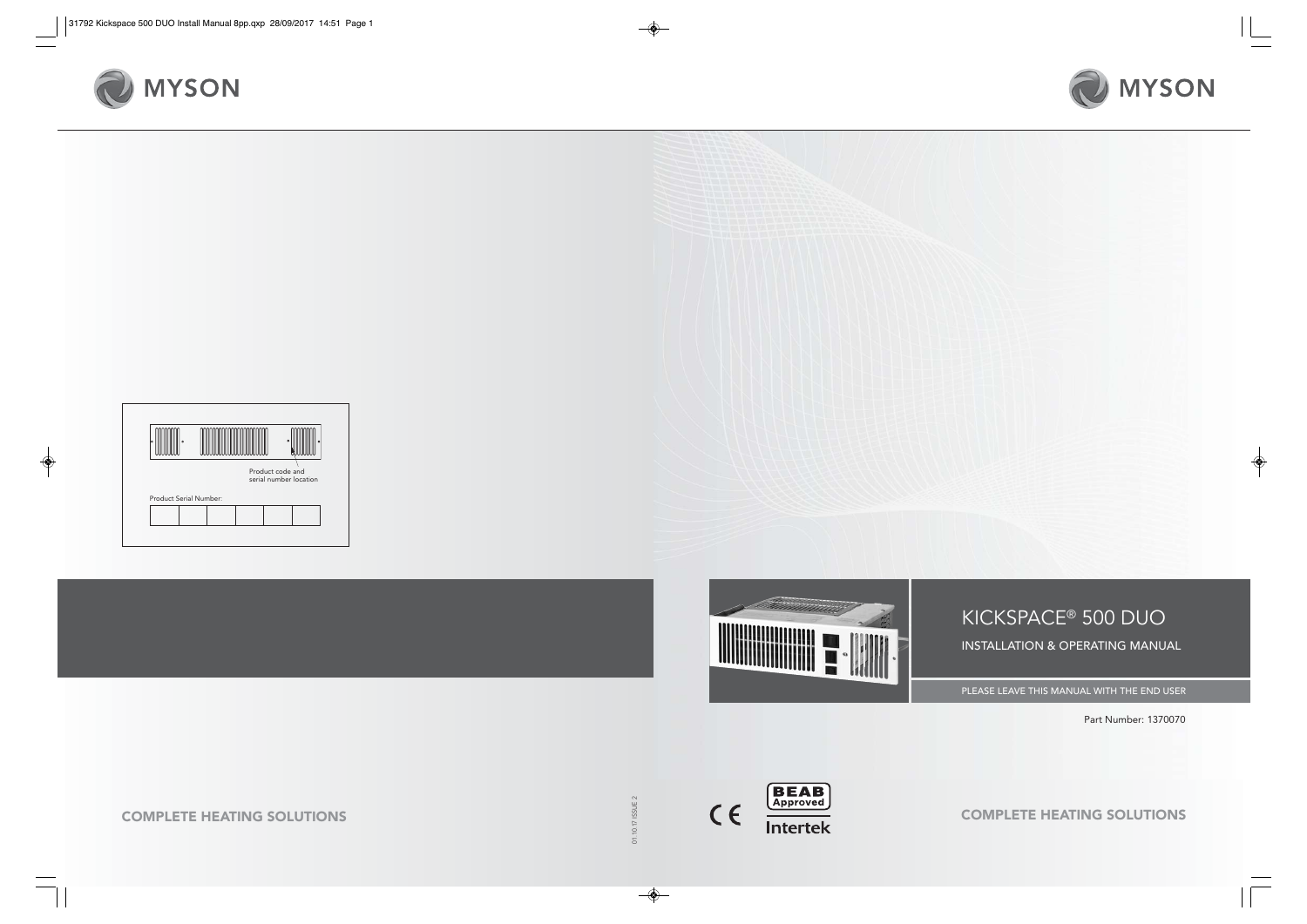MYSON

Product code and serial number location

Product Serial Number:

| | | | | | |
|---|---|---|---|---|---|
| | | | | | |

COMPLETE HEATING SOLUTIONS

01.10.17 ISSUE 2

MYSON

# KICKSPACE® 500 DUO

## INSTALLATION & OPERATING MANUAL

PLEASE LEAVE THIS MANUAL WITH THE END USER

Part Number: 1370070

CE

BEAB Approved

Intertek

COMPLETE HEATING SOLUTIONS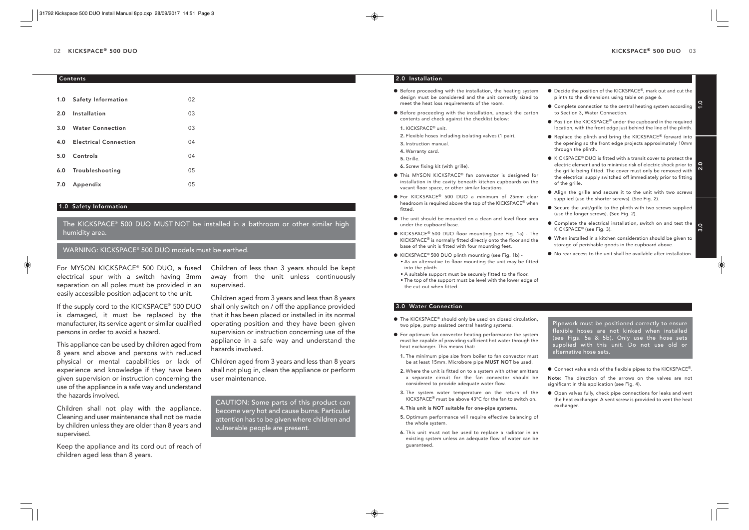## Contents

| | | |
|---|---|---|
| 1.0 | Safety Information | 02 |
| 2.0 | Installation | 03 |
| 3.0 | Water Connection | 03 |
| 4.0 | Electrical Connection | 04 |
| 5.0 | Controls | 04 |
| 6.0 | Troubleshooting | 05 |
| 7.0 | Appendix | 05 |

## 1.0 Safety Information

The KICKSPACE® 500 DUO MUST NOT be installed in a bathroom or other similar high humidity area.

WARNING: KICKSPACE® 500 DUO models must be earthed.

For MYSON KICKSPACE® 500 DUO, a fused electrical spur with a switch having 3mm separation on all poles must be provided in an easily accessible position adjacent to the unit.

If the supply cord to the KICKSPACE® 500 DUO is damaged, it must be replaced by the manufacturer, its service agent or similar qualified persons in order to avoid a hazard.

This appliance can be used by children aged from 8 years and above and persons with reduced physical or mental capabilities or lack of experience and knowledge if they have been given supervision or instruction concerning the use of the appliance in a safe way and understand the hazards involved.

Children shall not play with the appliance. Cleaning and user maintenance shall not be made by children unless they are older than 8 years and supervised.

Keep the appliance and its cord out of reach of children aged less than 8 years.

Children of less than 3 years should be kept away from the unit unless continuously supervised.

Children aged from 3 years and less than 8 years shall only switch on / off the appliance provided that it has been placed or installed in its normal operating position and they have been given supervision or instruction concerning use of the appliance in a safe way and understand the hazards involved.

Children aged from 3 years and less than 8 years shall not plug in, clean the appliance or perform user maintenance.

CAUTION: Some parts of this product can become very hot and cause burns. Particular attention has to be given where children and vulnerable people are present.

## 2.0 Installation

- Before proceeding with the installation, the heating system design must be considered and the unit correctly sized to meet the heat loss requirements of the room.
- Before proceeding with the installation, unpack the carton contents and check against the checklist below:
  1. KICKSPACE® unit.
  2. Flexible hoses including isolating valves (1 pair).
  3. Instruction manual.
  4. Warranty card.
  5. Grille.
  6. Screw fixing kit (with grille).
- This MYSON KICKSPACE® fan convector is designed for installation in the cavity beneath kitchen cupboards on the vacant floor space, or other similar locations.
- For KICKSPACE® 500 DUO a minimum of 25mm clear headroom is required above the top of the KICKSPACE® when fitted.
- The unit should be mounted on a clean and level floor area under the cupboard base.
- KICKSPACE® 500 DUO floor mounting (see Fig. 1a) - The KICKSPACE® is normally fitted directly onto the floor and the base of the unit is fitted with four mounting feet.
- KICKSPACE® 500 DUO plinth mounting (see Fig. 1b) -
  - As an alternative to floor mounting the unit may be fitted into the plinth.
  - A suitable support must be securely fitted to the floor.
  - The top of the support must be level with the lower edge of the cut-out when fitted.
- Decide the position of the KICKSPACE®, mark out and cut the plinth to the dimensions using table on page 6.
- Complete connection to the central heating system according to Section 3, Water Connection.
- Position the KICKSPACE® under the cupboard in the required location, with the front edge just behind the line of the plinth.
- Replace the plinth and bring the KICKSPACE® forward into the opening so the front edge projects approximately 10mm through the plinth.
- KICKSPACE® DUO is fitted with a transit cover to protect the electric element and to minimise risk of electric shock prior to the grille being fitted. The cover must only be removed with the electrical supply switched off immediately prior to fitting of the grille.
- Align the grille and secure it to the unit with two screws supplied (use the shorter screws). (See Fig. 2).
- Secure the unit/grille to the plinth with two screws supplied (use the longer screws). (See Fig. 2).
- Complete the electrical installation, switch on and test the KICKSPACE® (see Fig. 3).
- When installed in a kitchen consideration should be given to storage of perishable goods in the cupboard above.
- No rear access to the unit shall be available after installation.

## 3.0 Water Connection

- The KICKSPACE® should only be used on closed circulation, two pipe, pump assisted central heating systems.
- For optimum fan convector heating performance the system must be capable of providing sufficient hot water through the heat exchanger. This means that:
  1. The minimum pipe size from boiler to fan convector must be at least 15mm. Microbore pipe **MUST NOT** be used.
  2. Where the unit is fitted on to a system with other emitters a separate circuit for the fan convector should be considered to provide adequate water flow.
  3. The system water temperature on the return of the KICKSPACE® must be above 43°C for the fan to switch on.
  4. **This unit is NOT suitable for one-pipe systems.**
  5. Optimum performance will require effective balancing of the whole system.
  6. This unit must not be used to replace a radiator in an existing system unless an adequate flow of water can be guaranteed.

Pipework must be positioned correctly to ensure flexible hoses are not kinked when installed (see Figs. 5a & 5b). Only use the hose sets supplied with this unit. Do not use old or alternative hose sets.

- Connect valve ends of the flexible pipes to the KICKSPACE®.

**Note:** The direction of the arrows on the valves are not significant in this application (see Fig. 4).

- Open valves fully, check pipe connections for leaks and vent the heat exchanger. A vent screw is provided to vent the heat exchanger.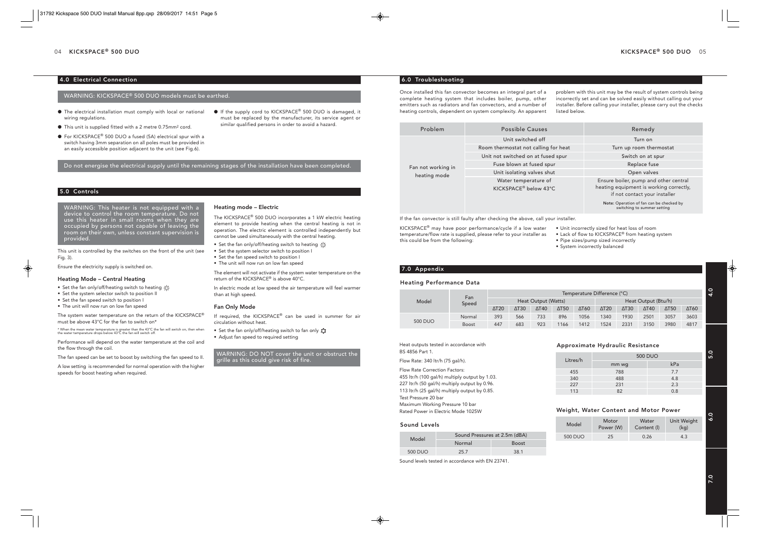## 4.0 Electrical Connection

WARNING: KICKSPACE® 500 DUO models must be earthed.

- The electrical installation must comply with local or national wiring regulations.
- This unit is supplied fitted with a 2 metre 0.75mm² cord.
- For KICKSPACE® 500 DUO a fused (5A) electrical spur with a switch having 3mm separation on all poles must be provided in an easily accessible position adjacent to the unit (see Fig.6).
- If the supply cord to KICKSPACE® 500 DUO is damaged, it must be replaced by the manufacturer, its service agent or similar qualified persons in order to avoid a hazard.

Do not energise the electrical supply until the remaining stages of the installation have been completed.

## 5.0 Controls

WARNING: This heater is not equipped with a device to control the room temperature. Do not use this heater in small rooms when they are occupied by persons not capable of leaving the room on their own, unless constant supervision is provided.

This unit is controlled by the switches on the front of the unit (see Fig. 3).

Ensure the electricity supply is switched on.

### Heating Mode – Central Heating

- Set the fan only/off/heating switch to heating
- Set the system selector switch to position II
- Set the fan speed switch to position I
- The unit will now run on low fan speed

The system water temperature on the return of the KICKSPACE® must be above 43°C for the fan to switch on*

\* When the mean water temperature is greater than the 43°C the fan will switch on, then when the water temperature drops below 43°C the fan will switch off.

Performance will depend on the water temperature at the coil and the flow through the coil.

The fan speed can be set to boost by switching the fan speed to II.

A low setting is recommended for normal operation with the higher speeds for boost heating when required.

### Heating mode – Electric

The KICKSPACE® 500 DUO incorporates a 1 kW electric heating element to provide heating when the central heating is not in operation. The electric element is controlled independently but cannot be used simultaneously with the central heating.

- Set the fan only/off/heating switch to heating
- Set the system selector switch to position I
- Set the fan speed switch to position I
- The unit will now run on low fan speed

The element will not activate if the system water temperature on the return of the KICKSPACE® is above 40°C.

In electric mode at low speed the air temperature will feel warmer than at high speed.

### Fan Only Mode

If required, the KICKSPACE® can be used in summer for air circulation without heat.

- Set the fan only/off/heating switch to fan only
- Adjust fan speed to required setting

WARNING: DO NOT cover the unit or obstruct the grille as this could give risk of fire.

## 6.0 Troubleshooting

Once installed this fan convector becomes an integral part of a complete heating system that includes boiler, pump, other emitters such as radiators and fan convectors, and a number of heating controls, dependent on system complexity. An apparent problem with this unit may be the result of system controls being incorrectly set and can be solved easily without calling out your installer. Before calling your installer, please carry out the checks listed below.

| Problem | Possible Causes | Remedy |
|---|---|---|
| Fan not working in heating mode | Unit switched off | Turn on |
| | Room thermostat not calling for heat | Turn up room thermostat |
| | Unit not switched on at fused spur | Switch on at spur |
| | Fuse blown at fused spur | Replace fuse |
| | Unit isolating valves shut | Open valves |
| | Water temperature of KICKSPACE® below 43°C | Ensure boiler, pump and other central heating equipment is working correctly, if not contact your installer<br>Note: Operation of fan can be checked by switching to summer setting |

If the fan convector is still faulty after checking the above, call your installer.

KICKSPACE® may have poor performance/cycle if a low water temperature/flow rate is supplied, please refer to your installer as this could be from the following:

- Unit incorrectly sized for heat loss of room
- Lack of flow to KICKSPACE® from heating system
- Pipe sizes/pump sized incorrectly
- System incorrectly balanced

## 7.0 Appendix

### Heating Performance Data

| Model | Fan Speed | Temperature Difference (°C) | | | | | | | | | |
|---|---|---|---|---|---|---|---|---|---|---|---|
| | | Heat Output (Watts) | | | | | Heat Output (Btu/h) | | | | |
| | | ΔT20 | ΔT30 | ΔT40 | ΔT50 | ΔT60 | ΔT20 | ΔT30 | ΔT40 | ΔT50 | ΔT60 |
| 500 DUO | Normal | 393 | 566 | 733 | 896 | 1056 | 1340 | 1930 | 2501 | 3057 | 3603 |
| | Boost | 447 | 683 | 923 | 1166 | 1412 | 1524 | 2331 | 3150 | 3980 | 4817 |

Heat outputs tested in accordance with BS 4856 Part 1.

Flow Rate: 340 ltr/h (75 gal/h).

Flow Rate Correction Factors:
455 ltr/h (100 gal/h) multiply output by 1.03.
227 ltr/h (50 gal/h) multiply output by 0.96.
113 ltr/h (25 gal/h) multiply output by 0.85.
Test Pressure 20 bar
Maximum Working Pressure 10 bar
Rated Power in Electric Mode 1025W

### Sound Levels

| Model | Sound Pressures at 2.5m (dBA) | |
|---|---|---|
| | Normal | Boost |
| 500 DUO | 25.7 | 38.1 |

Sound levels tested in accordance with EN 23741.

### Approximate Hydraulic Resistance

| Litres/h | 500 DUO | |
|---|---|---|
| | mm wg | kPa |
| 455 | 788 | 7.7 |
| 340 | 488 | 4.8 |
| 227 | 231 | 2.3 |
| 113 | 82 | 0.8 |

### Weight, Water Content and Motor Power

| Model | Motor Power (W) | Water Content (l) | Unit Weight (kg) |
|---|---|---|---|
| 500 DUO | 25 | 0.26 | 4.3 |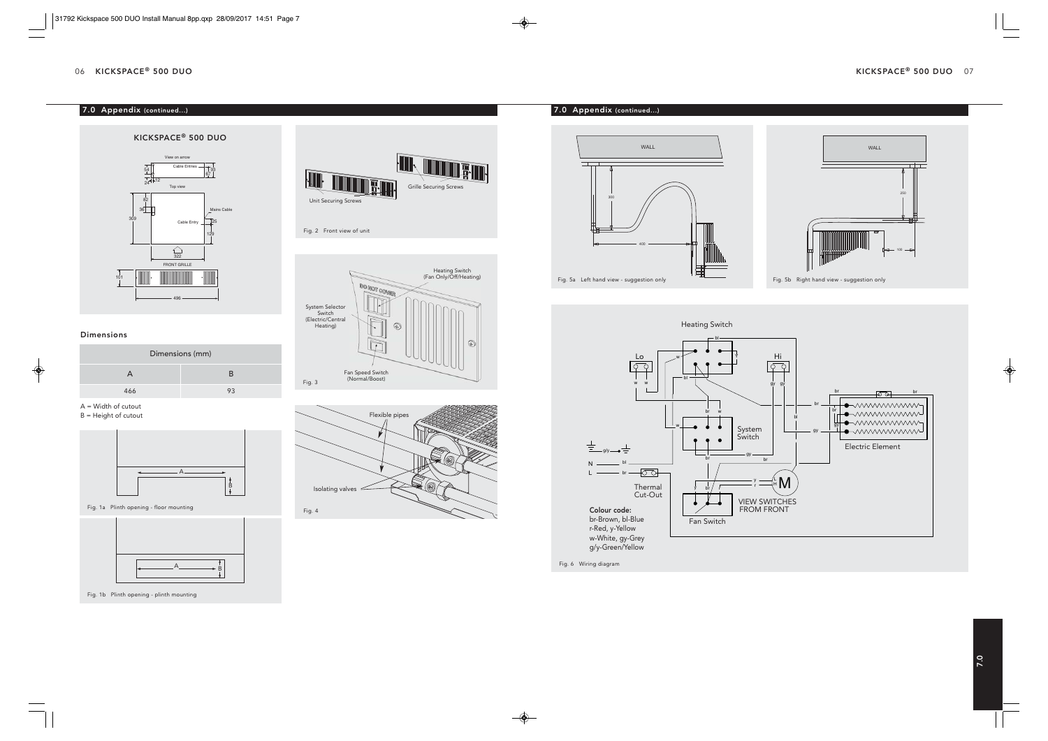## 7.0 Appendix (continued...)

KICKSPACE® 500 DUO

View on arrow

Cable Entries

54

93

67

24

12

Top view

82

36

Mains Cable

309

Cable Entry

25

129

322

FRONT GRILLE

101

496

Unit Securing Screws

Grille Securing Screws

Fig. 2 Front view of unit

### Dimensions

| Dimensions (mm) | |
|---|---|
| A | B |
| 466 | 93 |

A = Width of cutout
B = Height of cutout

Heating Switch (Fan Only/Off/Heating)

System Selector Switch (Electric/Central Heating)

DO NOT COVER

Fan Speed Switch (Normal/Boost)

Fig. 3

A

B

Fig. 1a Plinth opening - floor mounting

Flexible pipes

Isolating valves

Fig. 4

A

B

Fig. 1b Plinth opening - plinth mounting

## 7.0 Appendix (continued...)

WALL

300

400

Fig. 5a Left hand view - suggestion only

WALL

250

100

Fig. 5b Right hand view - suggestion only

Heating Switch

Lo

Hi

System Switch

Electric Element

N

L

Thermal Cut-Out

M

VIEW SWITCHES FROM FRONT

Fan Switch

**Colour code:**
br-Brown, bl-Blue
r-Red, y-Yellow
w-White, gy-Grey
g/y-Green/Yellow

Fig. 6 Wiring diagram